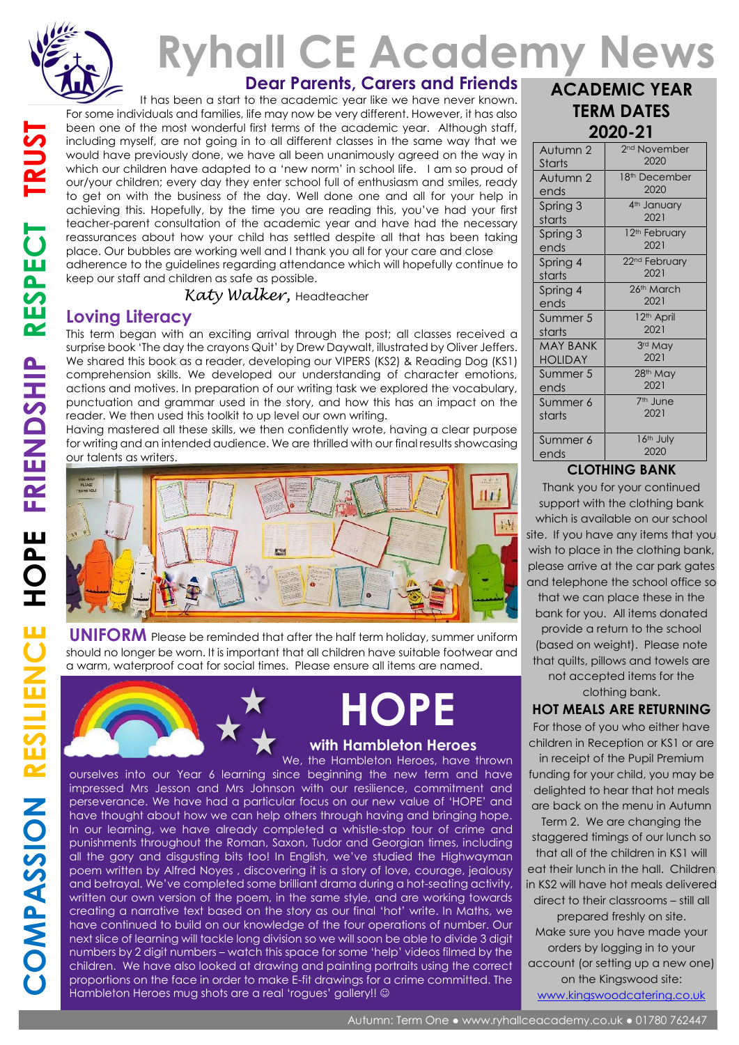# Ryhall CE Academy News

COMPASSION RESILIENCE HOPE FRIENDSHIP RESPECT TRUST

## Dear Parents, Carers and Friends

It has been a start to the academic year like we have never known. For some individuals and families, life may now be very different. However, it has also been one of the most wonderful first terms of the academic year. Although staff, including myself, are not going in to all different classes in the same way that we would have previously done, we have all been unanimously agreed on the way in which our children have adapted to a 'new norm' in school life. I am so proud of our/your children; every day they enter school full of enthusiasm and smiles, ready to get on with the business of the day. Well done one and all for your help in achieving this. Hopefully, by the time you are reading this, you've had your first teacher-parent consultation of the academic year and have had the necessary reassurances about how your child has settled despite all that has been taking place. Our bubbles are working well and I thank you all for your care and close adherence to the guidelines regarding attendance which will hopefully continue to keep our staff and children as safe as possible.

*Katy Walker,* Headteacher

## Loving Literacy

This term began with an exciting arrival through the post; all classes received a surprise book 'The day the crayons Quit' by Drew Daywalt, illustrated by Oliver Jeffers. We shared this book as a reader, developing our VIPERS (KS2) & Reading Dog (KS1) comprehension skills. We developed our understanding of character emotions, actions and motives. In preparation of our writing task we explored the vocabulary, punctuation and grammar used in the story, and how this has an impact on the reader. We then used this toolkit to up level our own writing.

Having mastered all these skills, we then confidently wrote, having a clear purpose for writing and an intended audience. We are thrilled with our final results showcasing our talents as writers.

**UNIFORM** Please be reminded that after the half term holiday, summer uniform should no longer be worn. It is important that all children have suitable footwear and a warm, waterproof coat for social times. Please ensure all items are named.

## HOPE

### with Hambleton Heroes

We, the Hambleton Heroes, have thrown ourselves into our Year 6 learning since beginning the new term and have impressed Mrs Jesson and Mrs Johnson with our resilience, commitment and perseverance. We have had a particular focus on our new value of 'HOPE' and have thought about how we can help others through having and bringing hope. In our learning, we have already completed a whistle-stop tour of crime and punishments throughout the Roman, Saxon, Tudor and Georgian times, including all the gory and disgusting bits too! In English, we've studied the Highwayman poem written by Alfred Noyes , discovering it is a story of love, courage, jealousy and betrayal. We've completed some brilliant drama during a hot-seating activity, written our own version of the poem, in the same style, and are working towards creating a narrative text based on the story as our final 'hot' write. In Maths, we have continued to build on our knowledge of the four operations of number. Our next slice of learning will tackle long division so we will soon be able to divide 3 digit numbers by 2 digit numbers – watch this space for some 'help' videos filmed by the children. We have also looked at drawing and painting portraits using the correct proportions on the face in order to make E-fit drawings for a crime committed. The Hambleton Heroes mug shots are a real 'rogues' gallery!! ☺

## ACADEMIC YEAR TERM DATES 2020-21

| | |
|---|---|
| Autumn 2 Starts | 2nd November 2020 |
| Autumn 2 ends | 18th December 2020 |
| Spring 3 starts | 4th January 2021 |
| Spring 3 ends | 12th February 2021 |
| Spring 4 starts | 22nd February 2021 |
| Spring 4 ends | 26th March 2021 |
| Summer 5 starts | 12th April 2021 |
| MAY BANK HOLIDAY | 3rd May 2021 |
| Summer 5 ends | 28th May 2021 |
| Summer 6 starts | 7th June 2021 |
| Summer 6 ends | 16th July 2020 |

## CLOTHING BANK

Thank you for your continued support with the clothing bank which is available on our school site. If you have any items that you wish to place in the clothing bank, please arrive at the car park gates and telephone the school office so that we can place these in the bank for you. All items donated provide a return to the school (based on weight). Please note that quilts, pillows and towels are not accepted items for the clothing bank.

## HOT MEALS ARE RETURNING

For those of you who either have children in Reception or KS1 or are in receipt of the Pupil Premium funding for your child, you may be delighted to hear that hot meals are back on the menu in Autumn Term 2. We are changing the staggered timings of our lunch so that all of the children in KS1 will eat their lunch in the hall. Children in KS2 will have hot meals delivered direct to their classrooms – still all prepared freshly on site. Make sure you have made your orders by logging in to your account (or setting up a new one) on the Kingswood site: www.kingswoodcatering.co.uk

Autumn: Term One ● www.ryhallceacademy.co.uk ● 01780 762447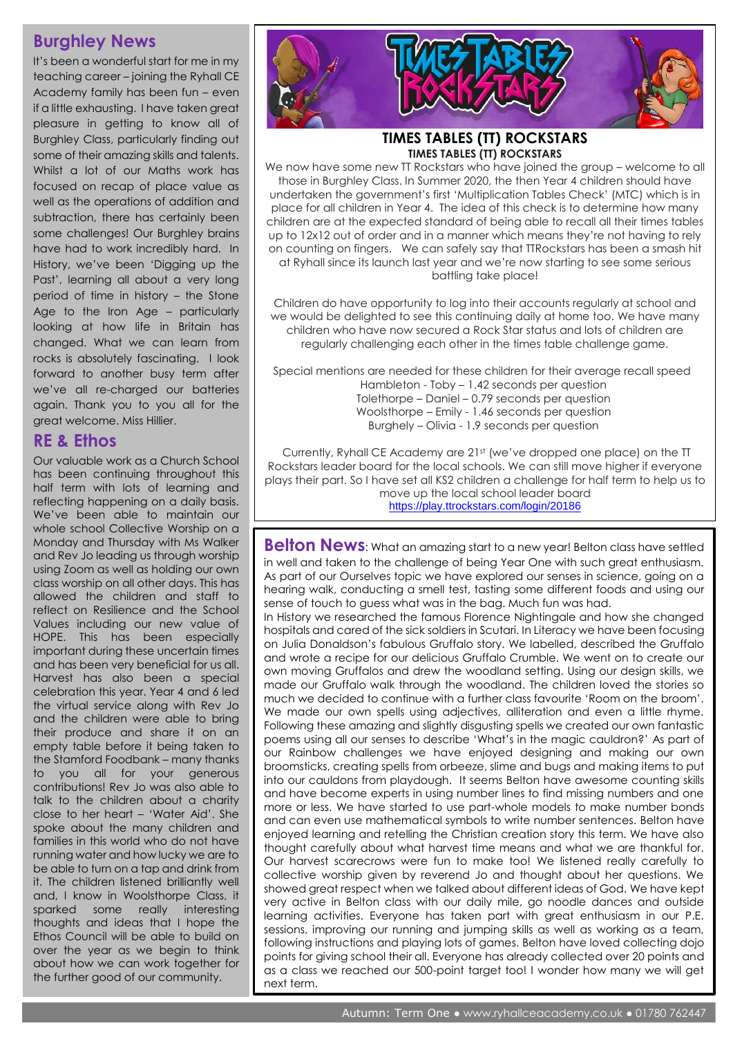## Burghley News

It's been a wonderful start for me in my teaching career – joining the Ryhall CE Academy family has been fun – even if a little exhausting. I have taken great pleasure in getting to know all of Burghley Class, particularly finding out some of their amazing skills and talents. Whilst a lot of our Maths work has focused on recap of place value as well as the operations of addition and subtraction, there has certainly been some challenges! Our Burghley brains have had to work incredibly hard. In History, we've been 'Digging up the Past', learning all about a very long period of time in history – the Stone Age to the Iron Age – particularly looking at how life in Britain has changed. What we can learn from rocks is absolutely fascinating. I look forward to another busy term after we've all re-charged our batteries again. Thank you to you all for the great welcome. Miss Hillier.

## RE & Ethos

Our valuable work as a Church School has been continuing throughout this half term with lots of learning and reflecting happening on a daily basis. We've been able to maintain our whole school Collective Worship on a Monday and Thursday with Ms Walker and Rev Jo leading us through worship using Zoom as well as holding our own class worship on all other days. This has allowed the children and staff to reflect on Resilience and the School Values including our new value of HOPE. This has been especially important during these uncertain times and has been very beneficial for us all. Harvest has also been a special celebration this year. Year 4 and 6 led the virtual service along with Rev Jo and the children were able to bring their produce and share it on an empty table before it being taken to the Stamford Foodbank – many thanks to you all for your generous contributions! Rev Jo was also able to talk to the children about a charity close to her heart – 'Water Aid'. She spoke about the many children and families in this world who do not have running water and how lucky we are to be able to turn on a tap and drink from it. The children listened brilliantly well and, I know in Woolsthorpe Class, it sparked some really interesting thoughts and ideas that I hope the Ethos Council will be able to build on over the year as we begin to think about how we can work together for the further good of our community.

## TIMES TABLES (TT) ROCKSTARS

**TIMES TABLES (TT) ROCKSTARS**

We now have some new TT Rockstars who have joined the group – welcome to all those in Burghley Class. In Summer 2020, the then Year 4 children should have undertaken the government's first 'Multiplication Tables Check' (MTC) which is in place for all children in Year 4. The idea of this check is to determine how many children are at the expected standard of being able to recall all their times tables up to 12x12 out of order and in a manner which means they're not having to rely on counting on fingers. We can safely say that TTRockstars has been a smash hit at Ryhall since its launch last year and we're now starting to see some serious battling take place!

Children do have opportunity to log into their accounts regularly at school and we would be delighted to see this continuing daily at home too. We have many children who have now secured a Rock Star status and lots of children are regularly challenging each other in the times table challenge game.

Special mentions are needed for these children for their average recall speed

Hambleton - Toby – 1.42 seconds per question
Tolethorpe – Daniel – 0.79 seconds per question
Woolsthorpe – Emily - 1.46 seconds per question
Burghely – Olivia - 1.9 seconds per question

Currently, Ryhall CE Academy are 21st (we've dropped one place) on the TT Rockstars leader board for the local schools. We can still move higher if everyone plays their part. So I have set all KS2 children a challenge for half term to help us to move up the local school leader board

https://play.ttrockstars.com/login/20186

**Belton News**: What an amazing start to a new year! Belton class have settled in well and taken to the challenge of being Year One with such great enthusiasm. As part of our Ourselves topic we have explored our senses in science, going on a hearing walk, conducting a smell test, tasting some different foods and using our sense of touch to guess what was in the bag. Much fun was had.
In History we researched the famous Florence Nightingale and how she changed hospitals and cared of the sick soldiers in Scutari. In Literacy we have been focusing on Julia Donaldson's fabulous Gruffalo story. We labelled, described the Gruffalo and wrote a recipe for our delicious Gruffalo Crumble. We went on to create our own moving Gruffalos and drew the woodland setting. Using our design skills, we made our Gruffalo walk through the woodland. The children loved the stories so much we decided to continue with a further class favourite 'Room on the broom'. We made our own spells using adjectives, alliteration and even a little rhyme. Following these amazing and slightly disgusting spells we created our own fantastic poems using all our senses to describe 'What's in the magic cauldron?' As part of our Rainbow challenges we have enjoyed designing and making our own broomsticks, creating spells from orbeeze, slime and bugs and making items to put into our cauldrons from playdough. It seems Belton have awesome counting skills and have become experts in using number lines to find missing numbers and one more or less. We have started to use part-whole models to make number bonds and can even use mathematical symbols to write number sentences. Belton have enjoyed learning and retelling the Christian creation story this term. We have also thought carefully about what harvest time means and what we are thankful for. Our harvest scarecrows were fun to make too! We listened really carefully to collective worship given by reverend Jo and thought about her questions. We showed great respect when we talked about different ideas of God. We have kept very active in Belton class with our daily mile, go noodle dances and outside learning activities. Everyone has taken part with great enthusiasm in our P.E. sessions, improving our running and jumping skills as well as working as a team, following instructions and playing lots of games. Belton have loved collecting dojo points for giving school their all. Everyone has already collected over 20 points and as a class we reached our 500-point target too! I wonder how many we will get next term.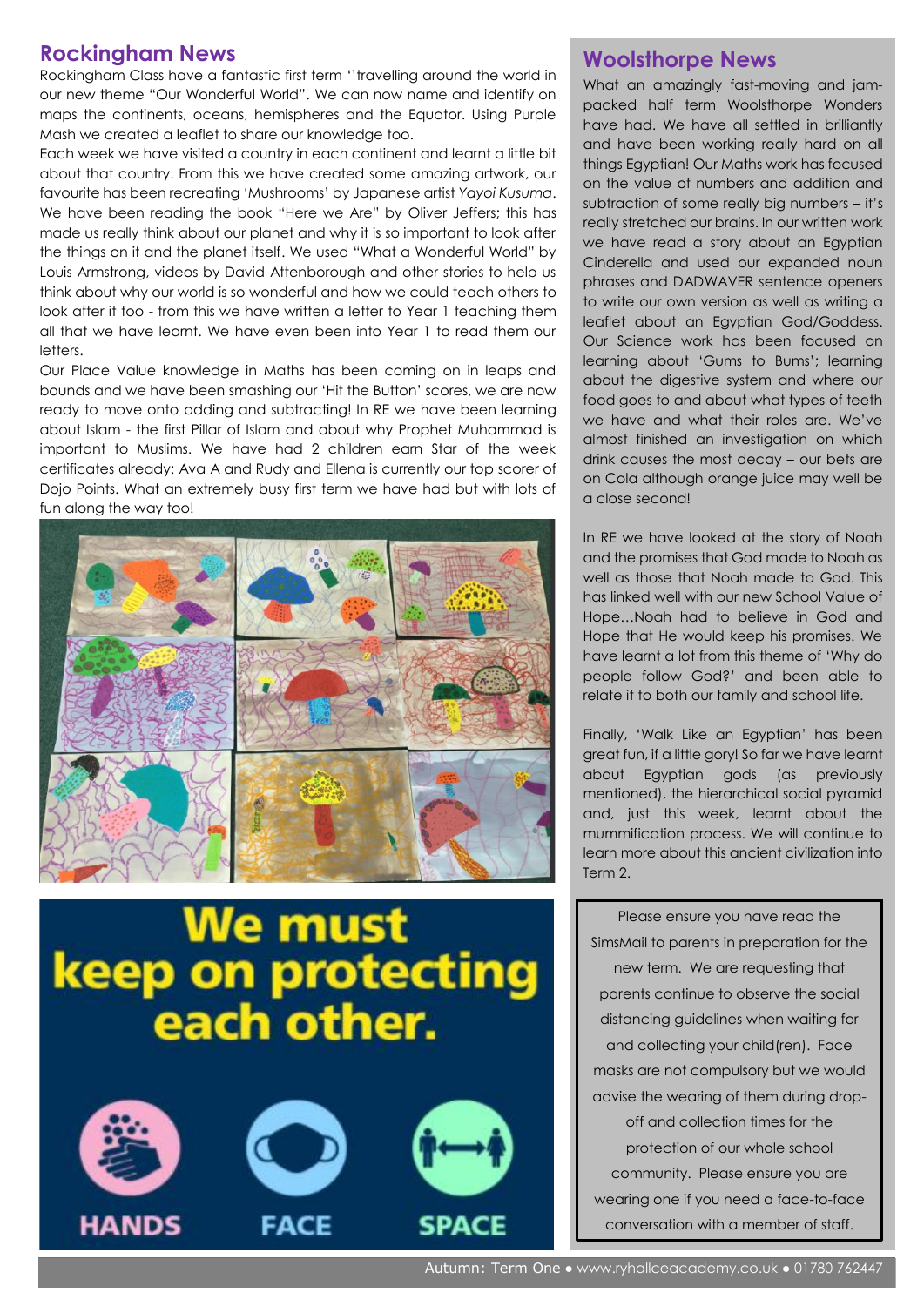## Rockingham News

Rockingham Class have a fantastic first term ''travelling around the world in our new theme "Our Wonderful World". We can now name and identify on maps the continents, oceans, hemispheres and the Equator. Using Purple Mash we created a leaflet to share our knowledge too.

Each week we have visited a country in each continent and learnt a little bit about that country. From this we have created some amazing artwork, our favourite has been recreating 'Mushrooms' by Japanese artist *Yayoi Kusuma*. We have been reading the book "Here we Are" by Oliver Jeffers; this has made us really think about our planet and why it is so important to look after the things on it and the planet itself. We used "What a Wonderful World" by Louis Armstrong, videos by David Attenborough and other stories to help us think about why our world is so wonderful and how we could teach others to look after it too - from this we have written a letter to Year 1 teaching them all that we have learnt. We have even been into Year 1 to read them our letters.

Our Place Value knowledge in Maths has been coming on in leaps and bounds and we have been smashing our 'Hit the Button' scores, we are now ready to move onto adding and subtracting! In RE we have been learning about Islam - the first Pillar of Islam and about why Prophet Muhammad is important to Muslims. We have had 2 children earn Star of the week certificates already: Ava A and Rudy and Ellena is currently our top scorer of Dojo Points. What an extremely busy first term we have had but with lots of fun along the way too!

**We must keep on protecting each other.**

**HANDS FACE SPACE**

## Woolsthorpe News

What an amazingly fast-moving and jam-packed half term Woolsthorpe Wonders have had. We have all settled in brilliantly and have been working really hard on all things Egyptian! Our Maths work has focused on the value of numbers and addition and subtraction of some really big numbers – it's really stretched our brains. In our written work we have read a story about an Egyptian Cinderella and used our expanded noun phrases and DADWAVER sentence openers to write our own version as well as writing a leaflet about an Egyptian God/Goddess. Our Science work has been focused on learning about 'Gums to Bums'; learning about the digestive system and where our food goes to and about what types of teeth we have and what their roles are. We've almost finished an investigation on which drink causes the most decay – our bets are on Cola although orange juice may well be a close second!

In RE we have looked at the story of Noah and the promises that God made to Noah as well as those that Noah made to God. This has linked well with our new School Value of Hope…Noah had to believe in God and Hope that He would keep his promises. We have learnt a lot from this theme of 'Why do people follow God?' and been able to relate it to both our family and school life.

Finally, 'Walk Like an Egyptian' has been great fun, if a little gory! So far we have learnt about Egyptian gods (as previously mentioned), the hierarchical social pyramid and, just this week, learnt about the mummification process. We will continue to learn more about this ancient civilization into Term 2.

Please ensure you have read the SimsMail to parents in preparation for the new term. We are requesting that parents continue to observe the social distancing guidelines when waiting for and collecting your child(ren). Face masks are not compulsory but we would advise the wearing of them during drop-off and collection times for the protection of our whole school community. Please ensure you are wearing one if you need a face-to-face conversation with a member of staff.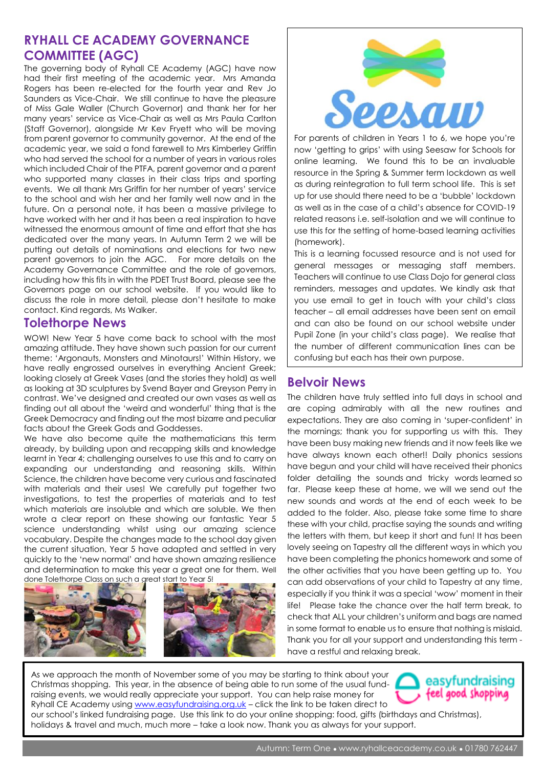## RYHALL CE ACADEMY GOVERNANCE COMMITTEE (AGC)

The governing body of Ryhall CE Academy (AGC) have now had their first meeting of the academic year. Mrs Amanda Rogers has been re-elected for the fourth year and Rev Jo Saunders as Vice-Chair. We still continue to have the pleasure of Miss Gale Waller (Church Governor) and thank her for her many years' service as Vice-Chair as well as Mrs Paula Carlton (Staff Governor), alongside Mr Kev Fryett who will be moving from parent governor to community governor. At the end of the academic year, we said a fond farewell to Mrs Kimberley Griffin who had served the school for a number of years in various roles which included Chair of the PTFA, parent governor and a parent who supported many classes in their class trips and sporting events. We all thank Mrs Griffin for her number of years' service to the school and wish her and her family well now and in the future. On a personal note, it has been a massive privilege to have worked with her and it has been a real inspiration to have witnessed the enormous amount of time and effort that she has dedicated over the many years. In Autumn Term 2 we will be putting out details of nominations and elections for two new parent governors to join the AGC. For more details on the Academy Governance Committee and the role of governors, including how this fits in with the PDET Trust Board, please see the Governors page on our school website. If you would like to discuss the role in more detail, please don't hesitate to make contact. Kind regards, Ms Walker.

## Tolethorpe News

WOW! New Year 5 have come back to school with the most amazing attitude. They have shown such passion for our current theme: 'Argonauts, Monsters and Minotaurs!' Within History, we have really engrossed ourselves in everything Ancient Greek; looking closely at Greek Vases (and the stories they hold) as well as looking at 3D sculptures by Svend Bayer and Greyson Perry in contrast. We've designed and created our own vases as well as finding out all about the 'weird and wonderful' thing that is the Greek Democracy and finding out the most bizarre and peculiar facts about the Greek Gods and Goddesses.

We have also become quite the mathematicians this term already, by building upon and recapping skills and knowledge learnt in Year 4; challenging ourselves to use this and to carry on expanding our understanding and reasoning skills. Within Science, the children have become very curious and fascinated with materials and their uses! We carefully put together two investigations, to test the properties of materials and to test which materials are insoluble and which are soluble. We then wrote a clear report on these showing our fantastic Year 5 science understanding whilst using our amazing science vocabulary. Despite the changes made to the school day given the current situation, Year 5 have adapted and settled in very quickly to the 'new normal' and have shown amazing resilience and determination to make this year a great one for them. Well done Tolethorpe Class on such a great start to Year 5!

## Seesaw

For parents of children in Years 1 to 6, we hope you're now 'getting to grips' with using Seesaw for Schools for online learning. We found this to be an invaluable resource in the Spring & Summer term lockdown as well as during reintegration to full term school life. This is set up for use should there need to be a 'bubble' lockdown as well as in the case of a child's absence for COVID-19 related reasons i.e. self-isolation and we will continue to use this for the setting of home-based learning activities (homework).

This is a learning focussed resource and is not used for general messages or messaging staff members. Teachers will continue to use Class Dojo for general class reminders, messages and updates. We kindly ask that you use email to get in touch with your child's class teacher – all email addresses have been sent on email and can also be found on our school website under Pupil Zone (in your child's class page). We realise that the number of different communication lines can be confusing but each has their own purpose.

## Belvoir News

The children have truly settled into full days in school and are coping admirably with all the new routines and expectations. They are also coming in 'super-confident' in the mornings; thank you for supporting us with this. They have been busy making new friends and it now feels like we have always known each other!! Daily phonics sessions have begun and your child will have received their phonics folder detailing the sounds and tricky words learned so far. Please keep these at home, we will we send out the new sounds and words at the end of each week to be added to the folder. Also, please take some time to share these with your child, practise saying the sounds and writing the letters with them, but keep it short and fun! It has been lovely seeing on Tapestry all the different ways in which you have been completing the phonics homework and some of the other activities that you have been getting up to. You can add observations of your child to Tapestry at any time, especially if you think it was a special 'wow' moment in their life! Please take the chance over the half term break, to check that ALL your children's uniform and bags are named in some format to enable us to ensure that nothing is mislaid. Thank you for all your support and understanding this term - have a restful and relaxing break.

---

**easyfundraising** *feel good shopping*

As we approach the month of November some of you may be starting to think about your Christmas shopping. This year, in the absence of being able to run some of the usual fund-raising events, we would really appreciate your support. You can help raise money for Ryhall CE Academy using www.easyfundraising.org.uk – click the link to be taken direct to our school's linked fundraising page. Use this link to do your online shopping: food, gifts (birthdays and Christmas), holidays & travel and much, much more – take a look now. Thank you as always for your support.